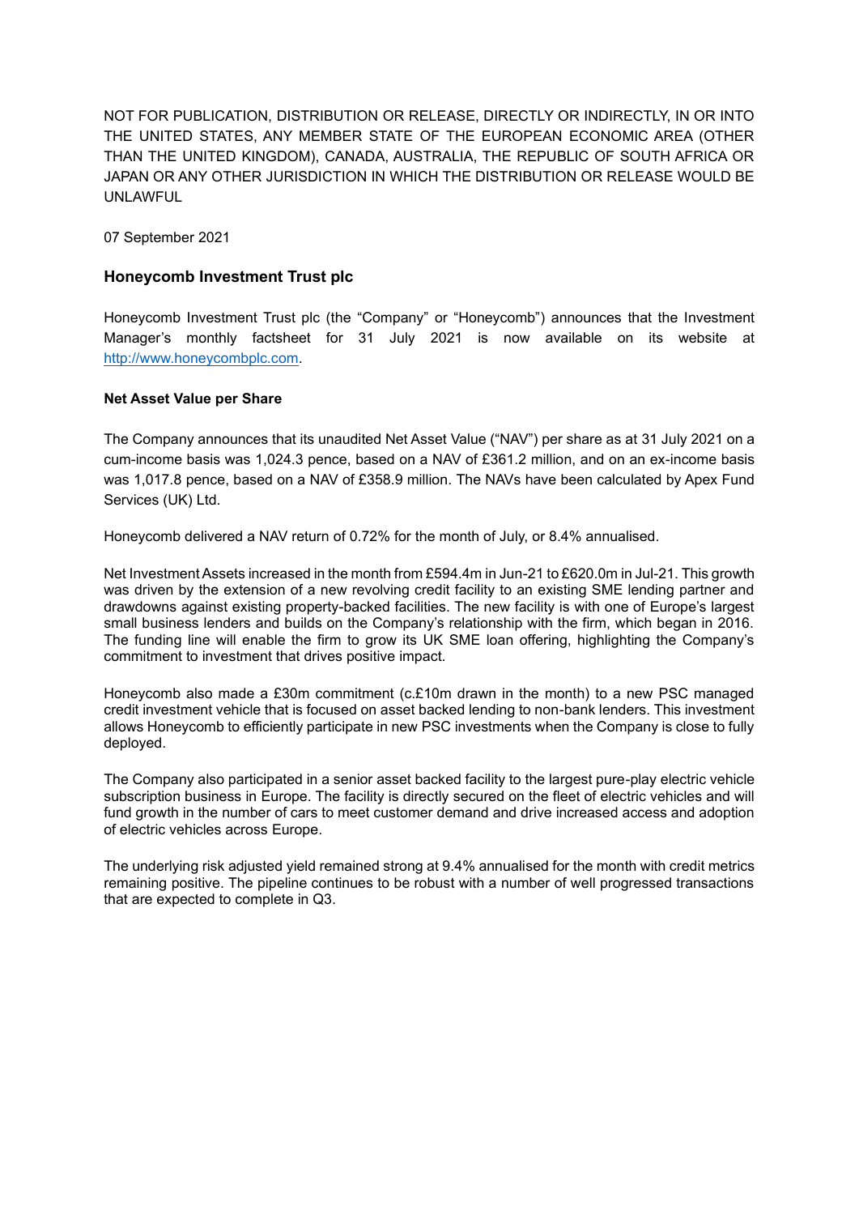NOT FOR PUBLICATION, DISTRIBUTION OR RELEASE, DIRECTLY OR INDIRECTLY, IN OR INTO THE UNITED STATES, ANY MEMBER STATE OF THE EUROPEAN ECONOMIC AREA (OTHER THAN THE UNITED KINGDOM), CANADA, AUSTRALIA, THE REPUBLIC OF SOUTH AFRICA OR JAPAN OR ANY OTHER JURISDICTION IN WHICH THE DISTRIBUTION OR RELEASE WOULD BE UNLAWFUL

07 September 2021

### Honeycomb Investment Trust plc

Honeycomb Investment Trust plc (the "Company" or "Honeycomb") announces that the Investment Manager's monthly factsheet for 31 July 2021 is now available on its website at [http://www.honeycombplc.com](http://www.honeycombplc.com).

**Net Asset Value per Share**

The Company announces that its unaudited Net Asset Value ("NAV") per share as at 31 July 2021 on a cum-income basis was 1,024.3 pence, based on a NAV of £361.2 million, and on an ex-income basis was 1,017.8 pence, based on a NAV of £358.9 million. The NAVs have been calculated by Apex Fund Services (UK) Ltd.

Honeycomb delivered a NAV return of 0.72% for the month of July, or 8.4% annualised.

Net Investment Assets increased in the month from £594.4m in Jun-21 to £620.0m in Jul-21. This growth was driven by the extension of a new revolving credit facility to an existing SME lending partner and drawdowns against existing property-backed facilities. The new facility is with one of Europe's largest small business lenders and builds on the Company's relationship with the firm, which began in 2016. The funding line will enable the firm to grow its UK SME loan offering, highlighting the Company's commitment to investment that drives positive impact.

Honeycomb also made a £30m commitment (c.£10m drawn in the month) to a new PSC managed credit investment vehicle that is focused on asset backed lending to non-bank lenders. This investment allows Honeycomb to efficiently participate in new PSC investments when the Company is close to fully deployed.

The Company also participated in a senior asset backed facility to the largest pure-play electric vehicle subscription business in Europe. The facility is directly secured on the fleet of electric vehicles and will fund growth in the number of cars to meet customer demand and drive increased access and adoption of electric vehicles across Europe.

The underlying risk adjusted yield remained strong at 9.4% annualised for the month with credit metrics remaining positive. The pipeline continues to be robust with a number of well progressed transactions that are expected to complete in Q3.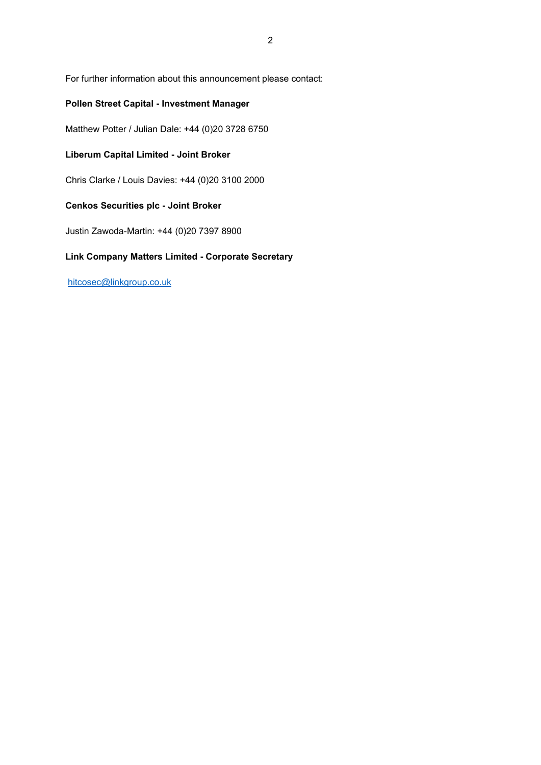For further information about this announcement please contact:

**Pollen Street Capital - Investment Manager**

Matthew Potter / Julian Dale: +44 (0)20 3728 6750

**Liberum Capital Limited - Joint Broker**

Chris Clarke / Louis Davies: +44 (0)20 3100 2000

**Cenkos Securities plc - Joint Broker**

Justin Zawoda-Martin: +44 (0)20 7397 8900

**Link Company Matters Limited - Corporate Secretary**

hitcosec@linkgroup.co.uk